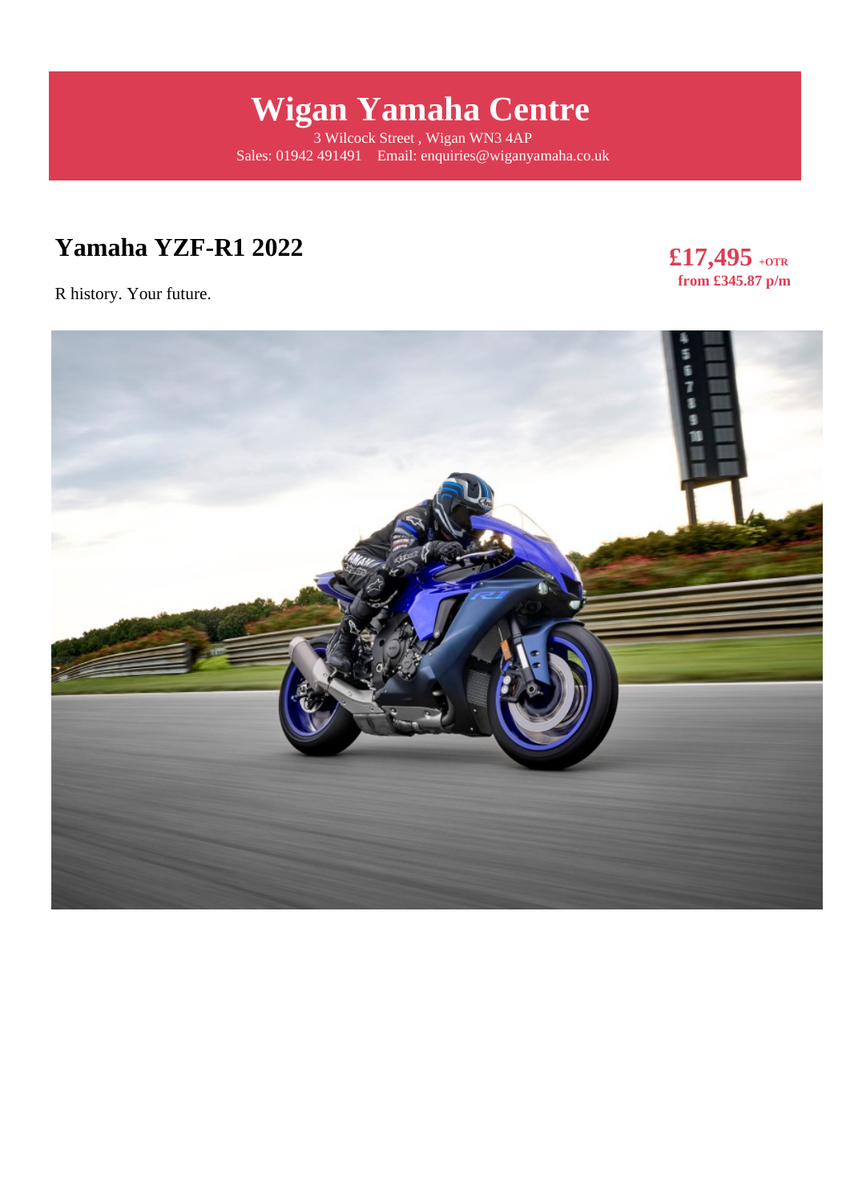# Wigan Yamaha Centre

3 Wilcock Street , Wigan WN3 4AP
Sales: 01942 491491 Email: enquiries@wiganyamaha.co.uk

## Yamaha YZF-R1 2022

**£17,495** **+OTR**
**from £345.87 p/m**

R history. Your future.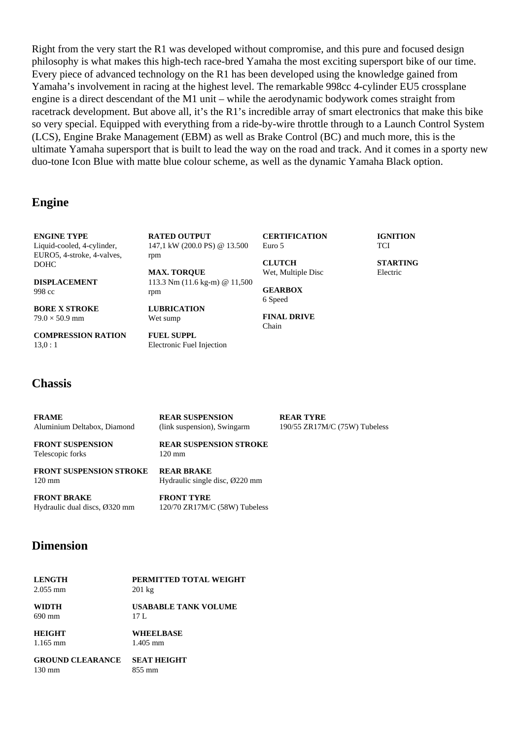Right from the very start the R1 was developed without compromise, and this pure and focused design philosophy is what makes this high-tech race-bred Yamaha the most exciting supersport bike of our time. Every piece of advanced technology on the R1 has been developed using the knowledge gained from Yamaha's involvement in racing at the highest level. The remarkable 998cc 4-cylinder EU5 crossplane engine is a direct descendant of the M1 unit – while the aerodynamic bodywork comes straight from racetrack development. But above all, it's the R1's incredible array of smart electronics that make this bike so very special. Equipped with everything from a ride-by-wire throttle through to a Launch Control System (LCS), Engine Brake Management (EBM) as well as Brake Control (BC) and much more, this is the ultimate Yamaha supersport that is built to lead the way on the road and track. And it comes in a sporty new duo-tone Icon Blue with matte blue colour scheme, as well as the dynamic Yamaha Black option.

## Engine

**ENGINE TYPE**
Liquid-cooled, 4-cylinder, EURO5, 4-stroke, 4-valves, DOHC

**DISPLACEMENT**
998 cc

**BORE X STROKE**
79.0 × 50.9 mm

**COMPRESSION RATION**
13,0 : 1

**RATED OUTPUT**
147,1 kW (200.0 PS) @ 13.500 rpm

**MAX. TORQUE**
113.3 Nm (11.6 kg-m) @ 11,500 rpm

**LUBRICATION**
Wet sump

**FUEL SUPPL**
Electronic Fuel Injection

**CERTIFICATION**
Euro 5

**CLUTCH**
Wet, Multiple Disc

**GEARBOX**
6 Speed

**FINAL DRIVE**
Chain

**IGNITION**
TCI

**STARTING**
Electric

## Chassis

**FRAME**
Aluminium Deltabox, Diamond

**FRONT SUSPENSION**
Telescopic forks

**FRONT SUSPENSION STROKE**
120 mm

**FRONT BRAKE**
Hydraulic dual discs, Ø320 mm

**REAR SUSPENSION**
(link suspension), Swingarm

**REAR SUSPENSION STROKE**
120 mm

**REAR BRAKE**
Hydraulic single disc, Ø220 mm

**FRONT TYRE**
120/70 ZR17M/C (58W) Tubeless

**REAR TYRE**
190/55 ZR17M/C (75W) Tubeless

## Dimension

**LENGTH**
2.055 mm

**WIDTH**
690 mm

**HEIGHT**
1.165 mm

**GROUND CLEARANCE**
130 mm

**PERMITTED TOTAL WEIGHT**
201 kg

**USABABLE TANK VOLUME**
17 L

**WHEELBASE**
1.405 mm

**SEAT HEIGHT**
855 mm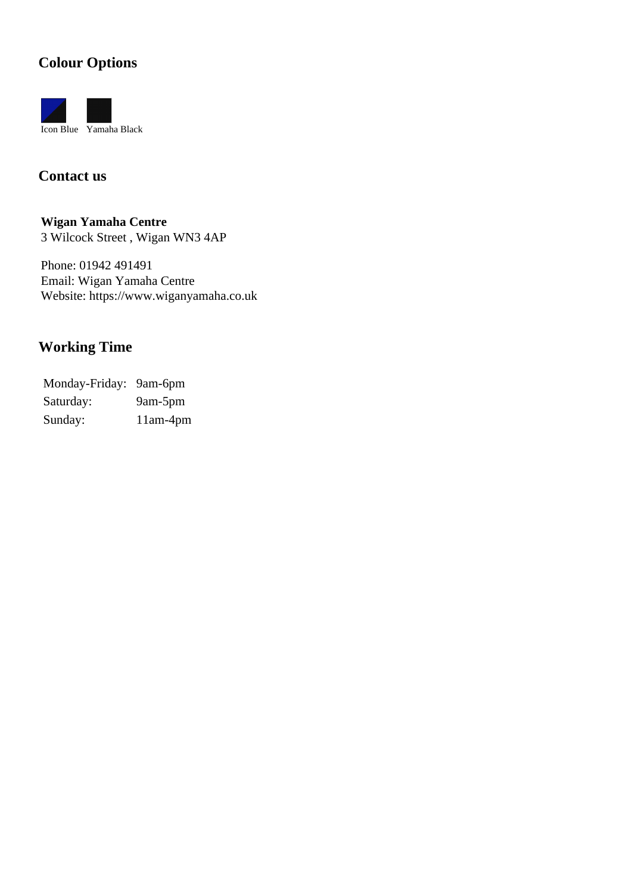## Colour Options

Icon Blue Yamaha Black

## Contact us

**Wigan Yamaha Centre**
3 Wilcock Street , Wigan WN3 4AP

Phone: 01942 491491
Email: Wigan Yamaha Centre
Website: https://www.wiganyamaha.co.uk

## Working Time

| | |
|---|---|
| Monday-Friday: | 9am-6pm |
| Saturday: | 9am-5pm |
| Sunday: | 11am-4pm |